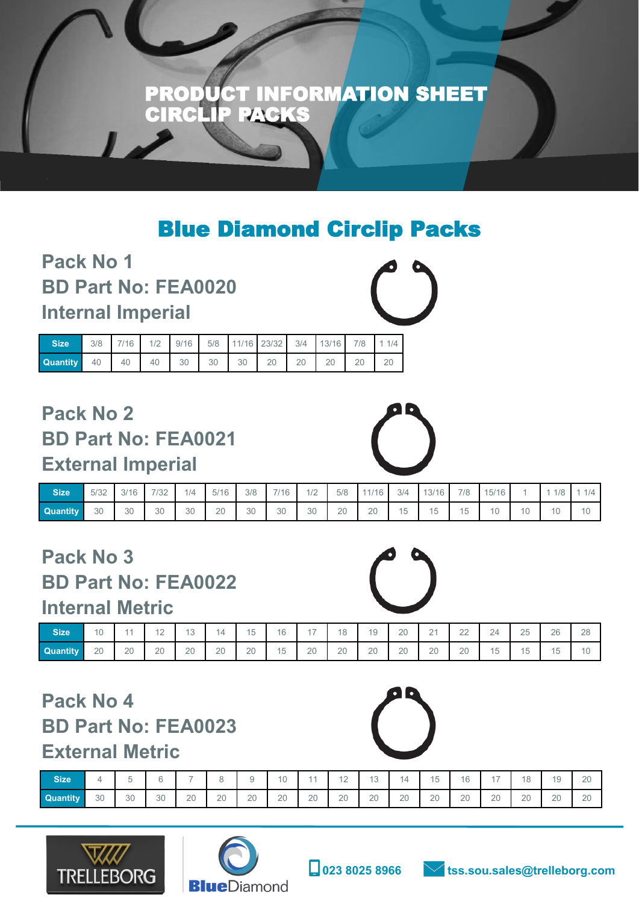# PRODUCT INFORMATION SHEET
# CIRCLIP PACKS

## Blue Diamond Circlip Packs

### Pack No 1
### BD Part No: FEA0020
### Internal Imperial

| Size | 3/8 | 7/16 | 1/2 | 9/16 | 5/8 | 11/16 | 23/32 | 3/4 | 13/16 | 7/8 | 1 1/4 |
|---|---|---|---|---|---|---|---|---|---|---|---|
| Quantity | 40 | 40 | 40 | 30 | 30 | 30 | 20 | 20 | 20 | 20 | 20 |

### Pack No 2
### BD Part No: FEA0021
### External Imperial

| Size | 5/32 | 3/16 | 7/32 | 1/4 | 5/16 | 3/8 | 7/16 | 1/2 | 5/8 | 11/16 | 3/4 | 13/16 | 7/8 | 15/16 | 1 | 1 1/8 | 1 1/4 |
|---|---|---|---|---|---|---|---|---|---|---|---|---|---|---|---|---|---|
| Quantity | 30 | 30 | 30 | 30 | 20 | 30 | 30 | 30 | 20 | 20 | 15 | 15 | 15 | 10 | 10 | 10 | 10 |

### Pack No 3
### BD Part No: FEA0022
### Internal Metric

| Size | 10 | 11 | 12 | 13 | 14 | 15 | 16 | 17 | 18 | 19 | 20 | 21 | 22 | 24 | 25 | 26 | 28 |
|---|---|---|---|---|---|---|---|---|---|---|---|---|---|---|---|---|---|
| Quantity | 20 | 20 | 20 | 20 | 20 | 20 | 15 | 20 | 20 | 20 | 20 | 20 | 20 | 15 | 15 | 15 | 10 |

### Pack No 4
### BD Part No: FEA0023
### External Metric

| Size | 4 | 5 | 6 | 7 | 8 | 9 | 10 | 11 | 12 | 13 | 14 | 15 | 16 | 17 | 18 | 19 | 20 |
|---|---|---|---|---|---|---|---|---|---|---|---|---|---|---|---|---|---|
| Quantity | 30 | 30 | 30 | 20 | 20 | 20 | 20 | 20 | 20 | 20 | 20 | 20 | 20 | 20 | 20 | 20 | 20 |

TRELLEBORG BlueDiamond

023 8025 8966 tss.sou.sales@trelleborg.com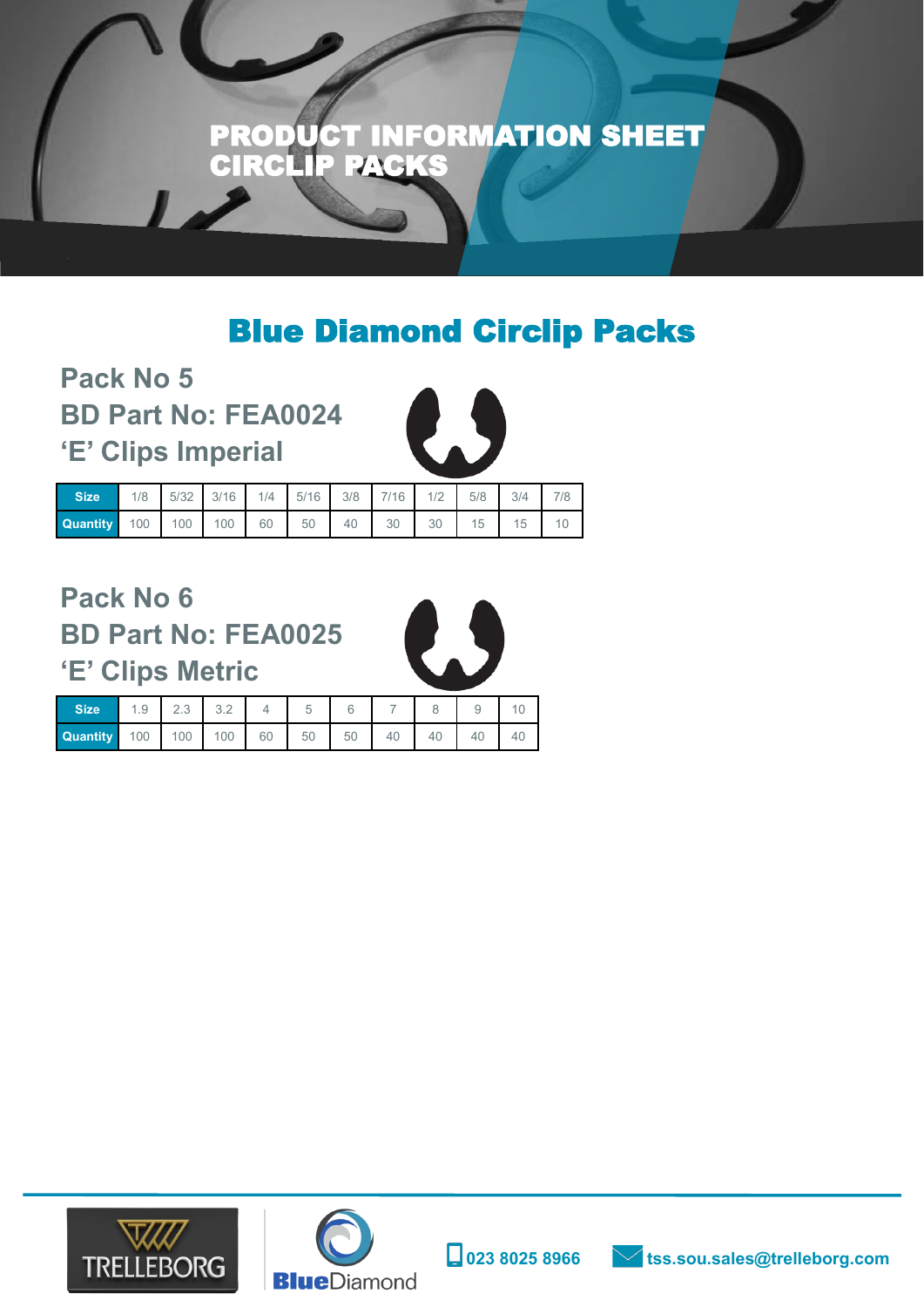PRODUCT INFORMATION SHEET
CIRCLIP PACKS

# Blue Diamond Circlip Packs

## Pack No 5
## BD Part No: FEA0024
## ‘E’ Clips Imperial

| Size | 1/8 | 5/32 | 3/16 | 1/4 | 5/16 | 3/8 | 7/16 | 1/2 | 5/8 | 3/4 | 7/8 |
|---|---|---|---|---|---|---|---|---|---|---|---|
| Quantity | 100 | 100 | 100 | 60 | 50 | 40 | 30 | 30 | 15 | 15 | 10 |

## Pack No 6
## BD Part No: FEA0025
## ‘E’ Clips Metric

| Size | 1.9 | 2.3 | 3.2 | 4 | 5 | 6 | 7 | 8 | 9 | 10 |
|---|---|---|---|---|---|---|---|---|---|---|
| Quantity | 100 | 100 | 100 | 60 | 50 | 50 | 40 | 40 | 40 | 40 |

TRELLEBORG

BlueDiamond

023 8025 8966

tss.sou.sales@trelleborg.com